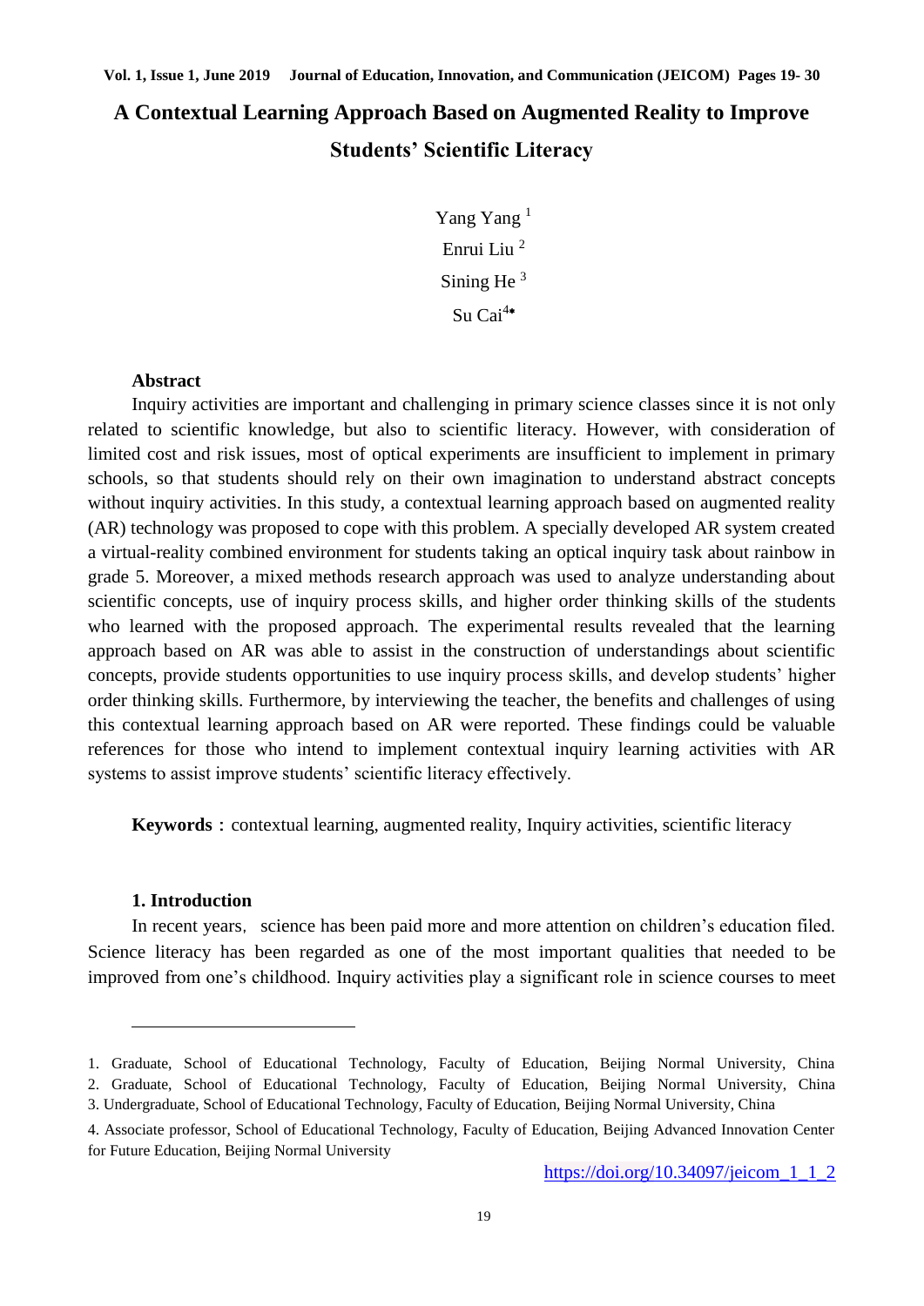# A Contextual Learning Approach Based on Augmented Reality to Improve Students' Scientific Literacy

Yang Yang [1]

Enrui Liu [2]

Sining He [3]

Su Cai[4*]

### Abstract

Inquiry activities are important and challenging in primary science classes since it is not only related to scientific knowledge, but also to scientific literacy. However, with consideration of limited cost and risk issues, most of optical experiments are insufficient to implement in primary schools, so that students should rely on their own imagination to understand abstract concepts without inquiry activities. In this study, a contextual learning approach based on augmented reality (AR) technology was proposed to cope with this problem. A specially developed AR system created a virtual-reality combined environment for students taking an optical inquiry task about rainbow in grade 5. Moreover, a mixed methods research approach was used to analyze understanding about scientific concepts, use of inquiry process skills, and higher order thinking skills of the students who learned with the proposed approach. The experimental results revealed that the learning approach based on AR was able to assist in the construction of understandings about scientific concepts, provide students opportunities to use inquiry process skills, and develop students' higher order thinking skills. Furthermore, by interviewing the teacher, the benefits and challenges of using this contextual learning approach based on AR were reported. These findings could be valuable references for those who intend to implement contextual inquiry learning activities with AR systems to assist improve students' scientific literacy effectively.

**Keywords：** contextual learning, augmented reality, Inquiry activities, scientific literacy

### 1. Introduction

In recent years, science has been paid more and more attention on children's education filed. Science literacy has been regarded as one of the most important qualities that needed to be improved from one's childhood. Inquiry activities play a significant role in science courses to meet

---

1. Graduate, School of Educational Technology, Faculty of Education, Beijing Normal University, China
2. Graduate, School of Educational Technology, Faculty of Education, Beijing Normal University, China
3. Undergraduate, School of Educational Technology, Faculty of Education, Beijing Normal University, China
4. Associate professor, School of Educational Technology, Faculty of Education, Beijing Advanced Innovation Center for Future Education, Beijing Normal University

https://doi.org/10.34097/jeicom_1_1_2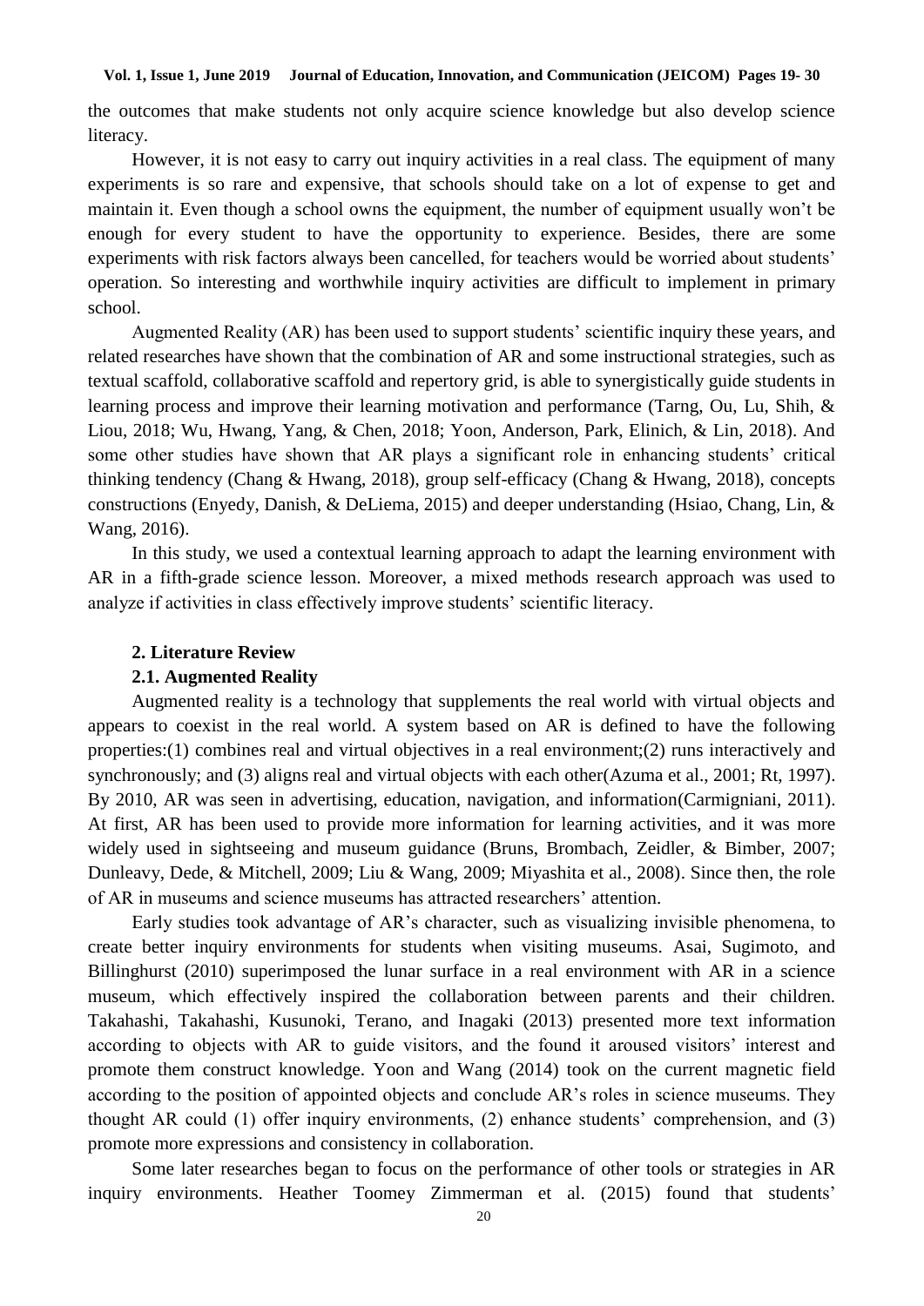the outcomes that make students not only acquire science knowledge but also develop science literacy.

However, it is not easy to carry out inquiry activities in a real class. The equipment of many experiments is so rare and expensive, that schools should take on a lot of expense to get and maintain it. Even though a school owns the equipment, the number of equipment usually won't be enough for every student to have the opportunity to experience. Besides, there are some experiments with risk factors always been cancelled, for teachers would be worried about students' operation. So interesting and worthwhile inquiry activities are difficult to implement in primary school.

Augmented Reality (AR) has been used to support students' scientific inquiry these years, and related researches have shown that the combination of AR and some instructional strategies, such as textual scaffold, collaborative scaffold and repertory grid, is able to synergistically guide students in learning process and improve their learning motivation and performance (Tarng, Ou, Lu, Shih, & Liou, 2018; Wu, Hwang, Yang, & Chen, 2018; Yoon, Anderson, Park, Elinich, & Lin, 2018). And some other studies have shown that AR plays a significant role in enhancing students' critical thinking tendency (Chang & Hwang, 2018), group self-efficacy (Chang & Hwang, 2018), concepts constructions (Enyedy, Danish, & DeLiema, 2015) and deeper understanding (Hsiao, Chang, Lin, & Wang, 2016).

In this study, we used a contextual learning approach to adapt the learning environment with AR in a fifth-grade science lesson. Moreover, a mixed methods research approach was used to analyze if activities in class effectively improve students' scientific literacy.

## 2. Literature Review

### 2.1. Augmented Reality

Augmented reality is a technology that supplements the real world with virtual objects and appears to coexist in the real world. A system based on AR is defined to have the following properties:(1) combines real and virtual objectives in a real environment;(2) runs interactively and synchronously; and (3) aligns real and virtual objects with each other(Azuma et al., 2001; Rt, 1997). By 2010, AR was seen in advertising, education, navigation, and information(Carmigniani, 2011). At first, AR has been used to provide more information for learning activities, and it was more widely used in sightseeing and museum guidance (Bruns, Brombach, Zeidler, & Bimber, 2007; Dunleavy, Dede, & Mitchell, 2009; Liu & Wang, 2009; Miyashita et al., 2008). Since then, the role of AR in museums and science museums has attracted researchers' attention.

Early studies took advantage of AR's character, such as visualizing invisible phenomena, to create better inquiry environments for students when visiting museums. Asai, Sugimoto, and Billinghurst (2010) superimposed the lunar surface in a real environment with AR in a science museum, which effectively inspired the collaboration between parents and their children. Takahashi, Takahashi, Kusunoki, Terano, and Inagaki (2013) presented more text information according to objects with AR to guide visitors, and the found it aroused visitors' interest and promote them construct knowledge. Yoon and Wang (2014) took on the current magnetic field according to the position of appointed objects and conclude AR's roles in science museums. They thought AR could (1) offer inquiry environments, (2) enhance students' comprehension, and (3) promote more expressions and consistency in collaboration.

Some later researches began to focus on the performance of other tools or strategies in AR inquiry environments. Heather Toomey Zimmerman et al. (2015) found that students'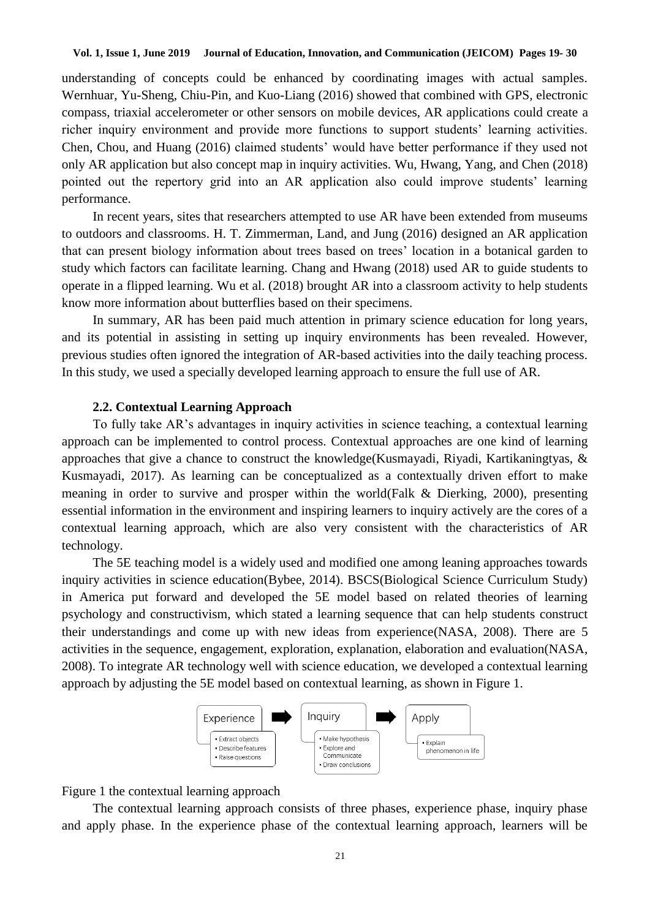understanding of concepts could be enhanced by coordinating images with actual samples. Wernhuar, Yu-Sheng, Chiu-Pin, and Kuo-Liang (2016) showed that combined with GPS, electronic compass, triaxial accelerometer or other sensors on mobile devices, AR applications could create a richer inquiry environment and provide more functions to support students' learning activities. Chen, Chou, and Huang (2016) claimed students' would have better performance if they used not only AR application but also concept map in inquiry activities. Wu, Hwang, Yang, and Chen (2018) pointed out the repertory grid into an AR application also could improve students' learning performance.

In recent years, sites that researchers attempted to use AR have been extended from museums to outdoors and classrooms. H. T. Zimmerman, Land, and Jung (2016) designed an AR application that can present biology information about trees based on trees' location in a botanical garden to study which factors can facilitate learning. Chang and Hwang (2018) used AR to guide students to operate in a flipped learning. Wu et al. (2018) brought AR into a classroom activity to help students know more information about butterflies based on their specimens.

In summary, AR has been paid much attention in primary science education for long years, and its potential in assisting in setting up inquiry environments has been revealed. However, previous studies often ignored the integration of AR-based activities into the daily teaching process. In this study, we used a specially developed learning approach to ensure the full use of AR.

### 2.2. Contextual Learning Approach

To fully take AR's advantages in inquiry activities in science teaching, a contextual learning approach can be implemented to control process. Contextual approaches are one kind of learning approaches that give a chance to construct the knowledge(Kusmayadi, Riyadi, Kartikaningtyas, & Kusmayadi, 2017). As learning can be conceptualized as a contextually driven effort to make meaning in order to survive and prosper within the world(Falk & Dierking, 2000), presenting essential information in the environment and inspiring learners to inquiry actively are the cores of a contextual learning approach, which are also very consistent with the characteristics of AR technology.

The 5E teaching model is a widely used and modified one among leaning approaches towards inquiry activities in science education(Bybee, 2014). BSCS(Biological Science Curriculum Study) in America put forward and developed the 5E model based on related theories of learning psychology and constructivism, which stated a learning sequence that can help students construct their understandings and come up with new ideas from experience(NASA, 2008). There are 5 activities in the sequence, engagement, exploration, explanation, elaboration and evaluation(NASA, 2008). To integrate AR technology well with science education, we developed a contextual learning approach by adjusting the 5E model based on contextual learning, as shown in Figure 1.

Experience
• Extract objects
• Describe features
• Raise questions

Inquiry
• Make hypothesis
• Explore and Communicate
• Draw conclusions

Apply
• Explain phenomenon in life

Figure 1 the contextual learning approach

The contextual learning approach consists of three phases, experience phase, inquiry phase and apply phase. In the experience phase of the contextual learning approach, learners will be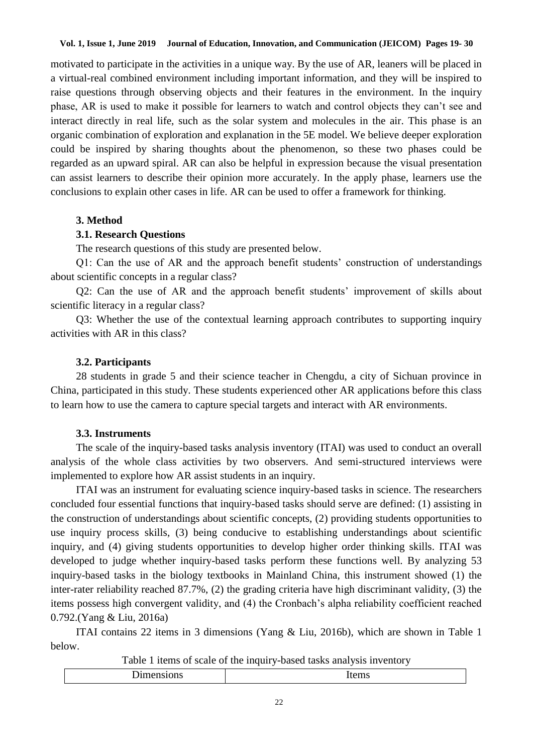motivated to participate in the activities in a unique way. By the use of AR, leaners will be placed in a virtual-real combined environment including important information, and they will be inspired to raise questions through observing objects and their features in the environment. In the inquiry phase, AR is used to make it possible for learners to watch and control objects they can't see and interact directly in real life, such as the solar system and molecules in the air. This phase is an organic combination of exploration and explanation in the 5E model. We believe deeper exploration could be inspired by sharing thoughts about the phenomenon, so these two phases could be regarded as an upward spiral. AR can also be helpful in expression because the visual presentation can assist learners to describe their opinion more accurately. In the apply phase, learners use the conclusions to explain other cases in life. AR can be used to offer a framework for thinking.

## 3. Method

### 3.1. Research Questions

The research questions of this study are presented below.

Q1: Can the use of AR and the approach benefit students' construction of understandings about scientific concepts in a regular class?

Q2: Can the use of AR and the approach benefit students' improvement of skills about scientific literacy in a regular class?

Q3: Whether the use of the contextual learning approach contributes to supporting inquiry activities with AR in this class?

### 3.2. Participants

28 students in grade 5 and their science teacher in Chengdu, a city of Sichuan province in China, participated in this study. These students experienced other AR applications before this class to learn how to use the camera to capture special targets and interact with AR environments.

### 3.3. Instruments

The scale of the inquiry-based tasks analysis inventory (ITAI) was used to conduct an overall analysis of the whole class activities by two observers. And semi-structured interviews were implemented to explore how AR assist students in an inquiry.

ITAI was an instrument for evaluating science inquiry-based tasks in science. The researchers concluded four essential functions that inquiry-based tasks should serve are defined: (1) assisting in the construction of understandings about scientific concepts, (2) providing students opportunities to use inquiry process skills, (3) being conducive to establishing understandings about scientific inquiry, and (4) giving students opportunities to develop higher order thinking skills. ITAI was developed to judge whether inquiry-based tasks perform these functions well. By analyzing 53 inquiry-based tasks in the biology textbooks in Mainland China, this instrument showed (1) the inter-rater reliability reached 87.7%, (2) the grading criteria have high discriminant validity, (3) the items possess high convergent validity, and (4) the Cronbach's alpha reliability coefficient reached 0.792.(Yang & Liu, 2016a)

ITAI contains 22 items in 3 dimensions (Yang & Liu, 2016b), which are shown in Table 1 below.

Table 1 items of scale of the inquiry-based tasks analysis inventory

| Dimensions | Items |
| --- | --- |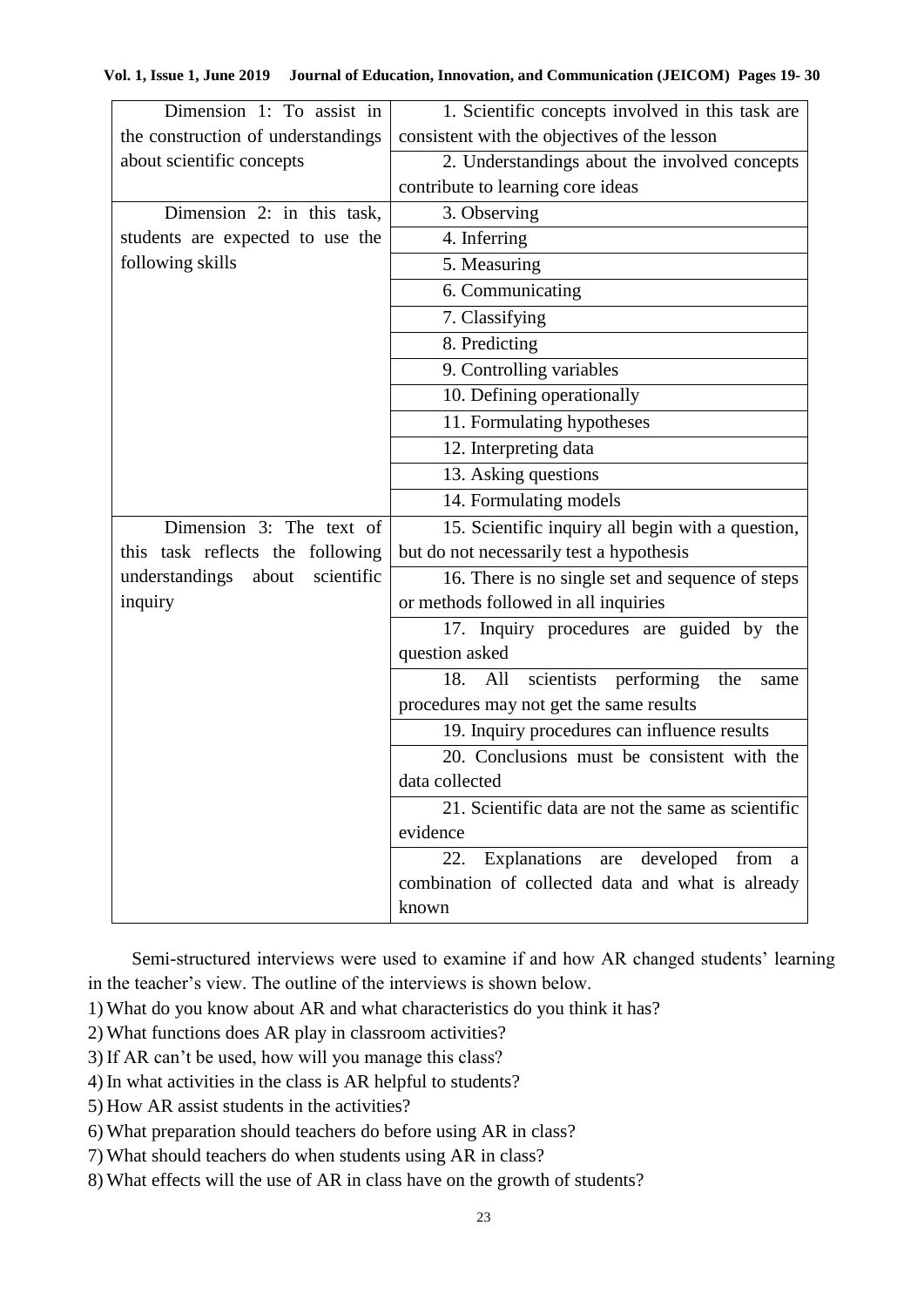| | |
|---|---|
| Dimension 1: To assist in the construction of understandings about scientific concepts | 1. Scientific concepts involved in this task are consistent with the objectives of the lesson |
| | 2. Understandings about the involved concepts contribute to learning core ideas |
| Dimension 2: in this task, students are expected to use the following skills | 3. Observing |
| | 4. Inferring |
| | 5. Measuring |
| | 6. Communicating |
| | 7. Classifying |
| | 8. Predicting |
| | 9. Controlling variables |
| | 10. Defining operationally |
| | 11. Formulating hypotheses |
| | 12. Interpreting data |
| | 13. Asking questions |
| | 14. Formulating models |
| Dimension 3: The text of this task reflects the following understandings about scientific inquiry | 15. Scientific inquiry all begin with a question, but do not necessarily test a hypothesis |
| | 16. There is no single set and sequence of steps or methods followed in all inquiries |
| | 17. Inquiry procedures are guided by the question asked |
| | 18. All scientists performing the same procedures may not get the same results |
| | 19. Inquiry procedures can influence results |
| | 20. Conclusions must be consistent with the data collected |
| | 21. Scientific data are not the same as scientific evidence |
| | 22. Explanations are developed from a combination of collected data and what is already known |

Semi-structured interviews were used to examine if and how AR changed students' learning in the teacher's view. The outline of the interviews is shown below.

1) What do you know about AR and what characteristics do you think it has?
2) What functions does AR play in classroom activities?
3) If AR can't be used, how will you manage this class?
4) In what activities in the class is AR helpful to students?
5) How AR assist students in the activities?
6) What preparation should teachers do before using AR in class?
7) What should teachers do when students using AR in class?
8) What effects will the use of AR in class have on the growth of students?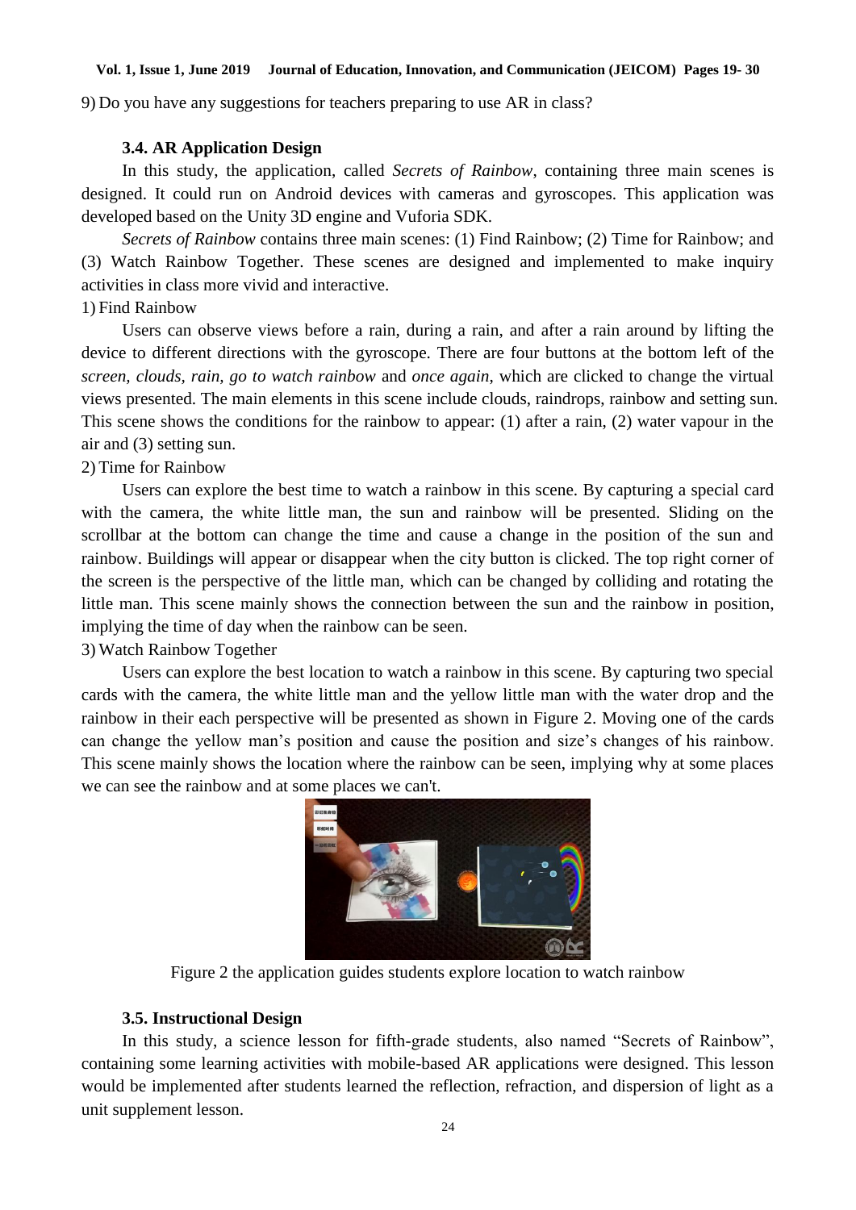9) Do you have any suggestions for teachers preparing to use AR in class?

### 3.4. AR Application Design

In this study, the application, called *Secrets of Rainbow*, containing three main scenes is designed. It could run on Android devices with cameras and gyroscopes. This application was developed based on the Unity 3D engine and Vuforia SDK.

*Secrets of Rainbow* contains three main scenes: (1) Find Rainbow; (2) Time for Rainbow; and (3) Watch Rainbow Together. These scenes are designed and implemented to make inquiry activities in class more vivid and interactive.

1) Find Rainbow

Users can observe views before a rain, during a rain, and after a rain around by lifting the device to different directions with the gyroscope. There are four buttons at the bottom left of the *screen, clouds, rain, go to watch rainbow* and *once again*, which are clicked to change the virtual views presented. The main elements in this scene include clouds, raindrops, rainbow and setting sun. This scene shows the conditions for the rainbow to appear: (1) after a rain, (2) water vapour in the air and (3) setting sun.

2) Time for Rainbow

Users can explore the best time to watch a rainbow in this scene. By capturing a special card with the camera, the white little man, the sun and rainbow will be presented. Sliding on the scrollbar at the bottom can change the time and cause a change in the position of the sun and rainbow. Buildings will appear or disappear when the city button is clicked. The top right corner of the screen is the perspective of the little man, which can be changed by colliding and rotating the little man. This scene mainly shows the connection between the sun and the rainbow in position, implying the time of day when the rainbow can be seen.

3) Watch Rainbow Together

Users can explore the best location to watch a rainbow in this scene. By capturing two special cards with the camera, the white little man and the yellow little man with the water drop and the rainbow in their each perspective will be presented as shown in Figure 2. Moving one of the cards can change the yellow man's position and cause the position and size's changes of his rainbow. This scene mainly shows the location where the rainbow can be seen, implying why at some places we can see the rainbow and at some places we can't.

Figure 2 the application guides students explore location to watch rainbow

### 3.5. Instructional Design

In this study, a science lesson for fifth-grade students, also named "Secrets of Rainbow", containing some learning activities with mobile-based AR applications were designed. This lesson would be implemented after students learned the reflection, refraction, and dispersion of light as a unit supplement lesson.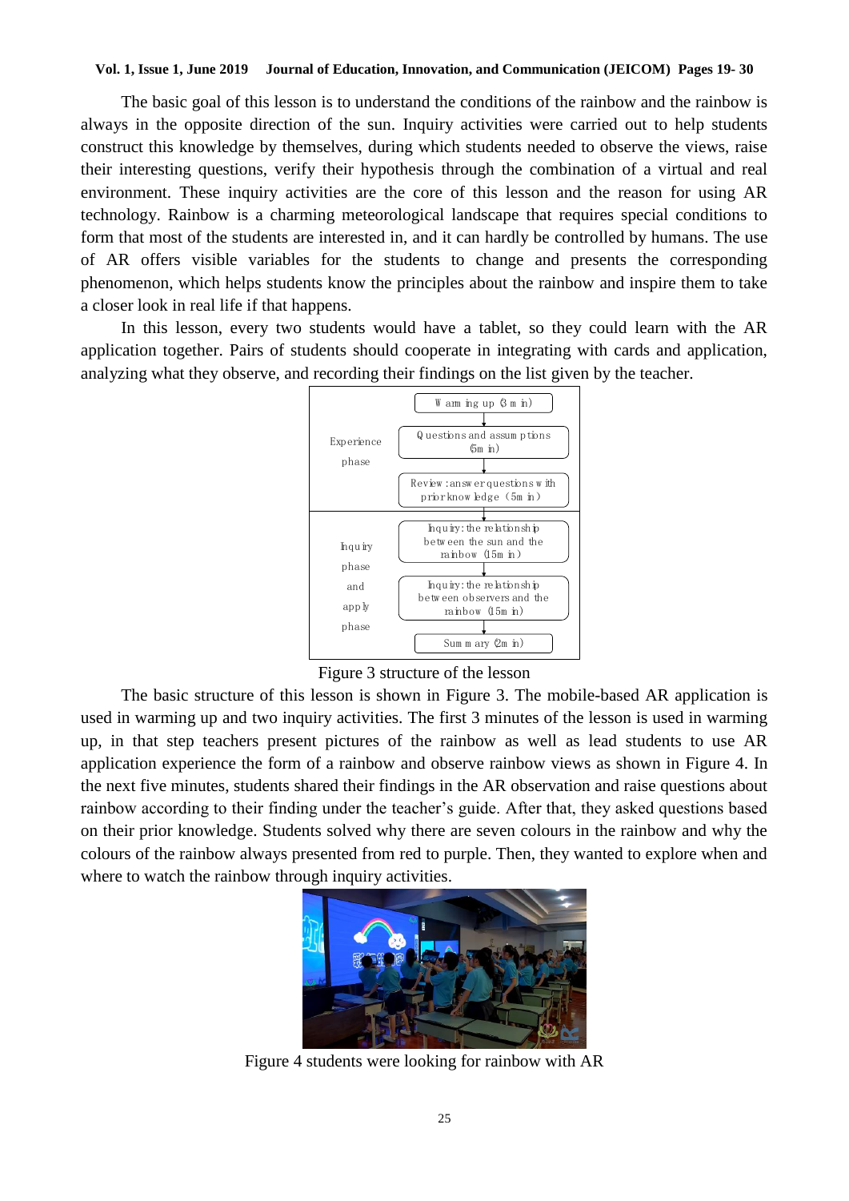The basic goal of this lesson is to understand the conditions of the rainbow and the rainbow is always in the opposite direction of the sun. Inquiry activities were carried out to help students construct this knowledge by themselves, during which students needed to observe the views, raise their interesting questions, verify their hypothesis through the combination of a virtual and real environment. These inquiry activities are the core of this lesson and the reason for using AR technology. Rainbow is a charming meteorological landscape that requires special conditions to form that most of the students are interested in, and it can hardly be controlled by humans. The use of AR offers visible variables for the students to change and presents the corresponding phenomenon, which helps students know the principles about the rainbow and inspire them to take a closer look in real life if that happens.

In this lesson, every two students would have a tablet, so they could learn with the AR application together. Pairs of students should cooperate in integrating with cards and application, analyzing what they observe, and recording their findings on the list given by the teacher.

Experience phase

Warming up (3 min)

Questions and assumptions (5min)

Review: answer questions with prior knowledge (5min)

Inquiry phase and apply phase

Inquiry: the relationship between the sun and the rainbow (15min)

Inquiry: the relationship between observers and the rainbow (15min)

Summary (2min)

Figure 3 structure of the lesson

The basic structure of this lesson is shown in Figure 3. The mobile-based AR application is used in warming up and two inquiry activities. The first 3 minutes of the lesson is used in warming up, in that step teachers present pictures of the rainbow as well as lead students to use AR application experience the form of a rainbow and observe rainbow views as shown in Figure 4. In the next five minutes, students shared their findings in the AR observation and raise questions about rainbow according to their finding under the teacher's guide. After that, they asked questions based on their prior knowledge. Students solved why there are seven colours in the rainbow and why the colours of the rainbow always presented from red to purple. Then, they wanted to explore when and where to watch the rainbow through inquiry activities.

Figure 4 students were looking for rainbow with AR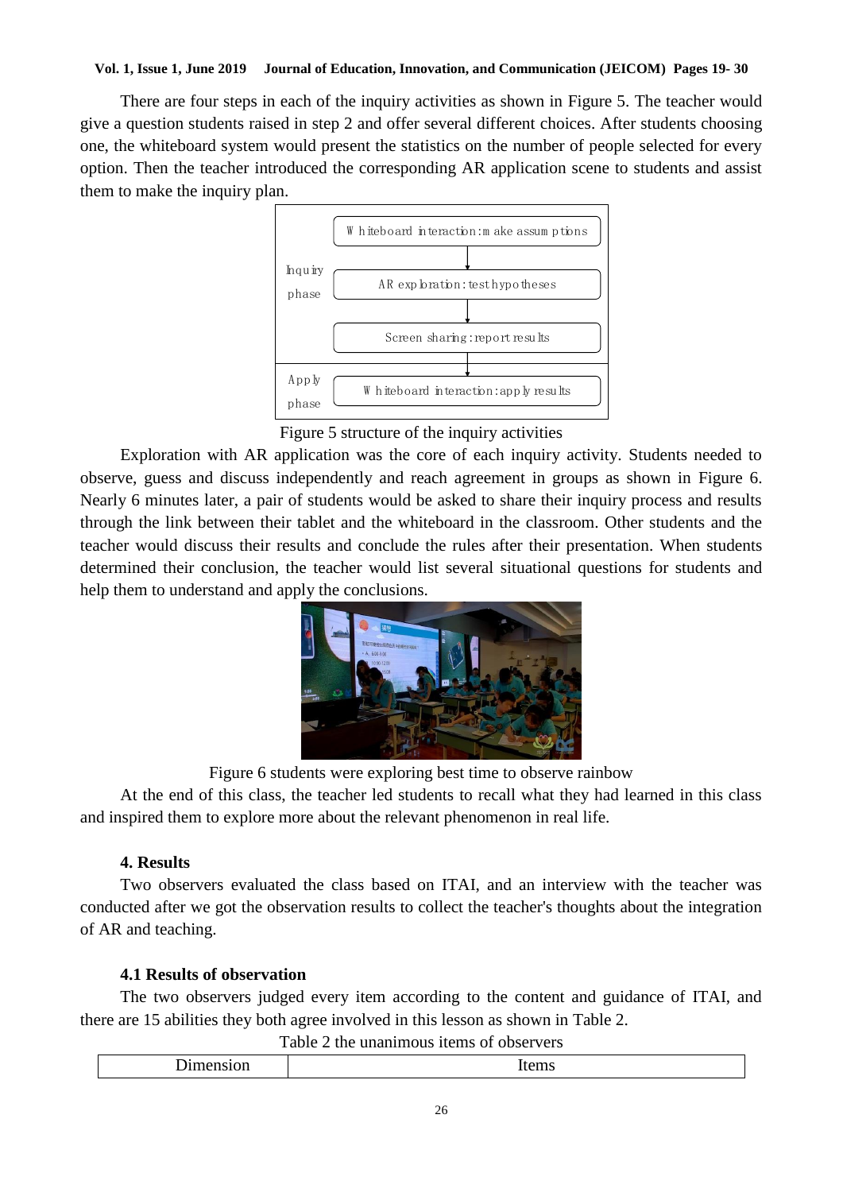There are four steps in each of the inquiry activities as shown in Figure 5. The teacher would give a question students raised in step 2 and offer several different choices. After students choosing one, the whiteboard system would present the statistics on the number of people selected for every option. Then the teacher introduced the corresponding AR application scene to students and assist them to make the inquiry plan.

Inquiry phase

Whiteboard interaction: make assumptions

AR exploration: test hypotheses

Screen sharing: report results

Apply phase

Whiteboard interaction: apply results

Figure 5 structure of the inquiry activities

Exploration with AR application was the core of each inquiry activity. Students needed to observe, guess and discuss independently and reach agreement in groups as shown in Figure 6. Nearly 6 minutes later, a pair of students would be asked to share their inquiry process and results through the link between their tablet and the whiteboard in the classroom. Other students and the teacher would discuss their results and conclude the rules after their presentation. When students determined their conclusion, the teacher would list several situational questions for students and help them to understand and apply the conclusions.

Figure 6 students were exploring best time to observe rainbow

At the end of this class, the teacher led students to recall what they had learned in this class and inspired them to explore more about the relevant phenomenon in real life.

## 4. Results

Two observers evaluated the class based on ITAI, and an interview with the teacher was conducted after we got the observation results to collect the teacher's thoughts about the integration of AR and teaching.

### 4.1 Results of observation

The two observers judged every item according to the content and guidance of ITAI, and there are 15 abilities they both agree involved in this lesson as shown in Table 2.

Table 2 the unanimous items of observers

| Dimension | Items |
| --- | --- |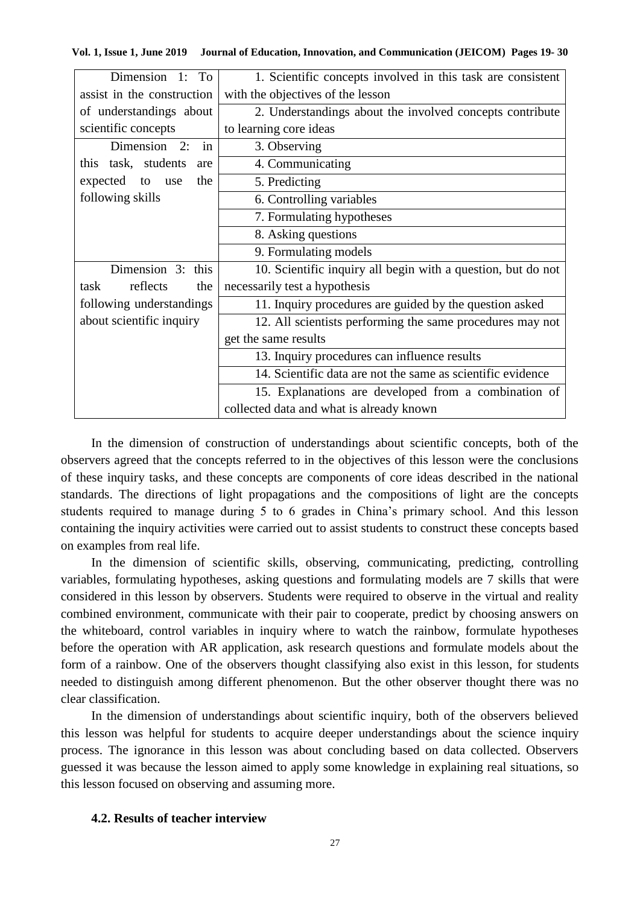| | |
|---|---|
| Dimension 1: To assist in the construction of understandings about scientific concepts | 1. Scientific concepts involved in this task are consistent with the objectives of the lesson |
| | 2. Understandings about the involved concepts contribute to learning core ideas |
| Dimension 2: in this task, students are expected to use the following skills | 3. Observing |
| | 4. Communicating |
| | 5. Predicting |
| | 6. Controlling variables |
| | 7. Formulating hypotheses |
| | 8. Asking questions |
| | 9. Formulating models |
| Dimension 3: this task reflects the following understandings about scientific inquiry | 10. Scientific inquiry all begin with a question, but do not necessarily test a hypothesis |
| | 11. Inquiry procedures are guided by the question asked |
| | 12. All scientists performing the same procedures may not get the same results |
| | 13. Inquiry procedures can influence results |
| | 14. Scientific data are not the same as scientific evidence |
| | 15. Explanations are developed from a combination of collected data and what is already known |

In the dimension of construction of understandings about scientific concepts, both of the observers agreed that the concepts referred to in the objectives of this lesson were the conclusions of these inquiry tasks, and these concepts are components of core ideas described in the national standards. The directions of light propagations and the compositions of light are the concepts students required to manage during 5 to 6 grades in China's primary school. And this lesson containing the inquiry activities were carried out to assist students to construct these concepts based on examples from real life.

In the dimension of scientific skills, observing, communicating, predicting, controlling variables, formulating hypotheses, asking questions and formulating models are 7 skills that were considered in this lesson by observers. Students were required to observe in the virtual and reality combined environment, communicate with their pair to cooperate, predict by choosing answers on the whiteboard, control variables in inquiry where to watch the rainbow, formulate hypotheses before the operation with AR application, ask research questions and formulate models about the form of a rainbow. One of the observers thought classifying also exist in this lesson, for students needed to distinguish among different phenomenon. But the other observer thought there was no clear classification.

In the dimension of understandings about scientific inquiry, both of the observers believed this lesson was helpful for students to acquire deeper understandings about the science inquiry process. The ignorance in this lesson was about concluding based on data collected. Observers guessed it was because the lesson aimed to apply some knowledge in explaining real situations, so this lesson focused on observing and assuming more.

### 4.2. Results of teacher interview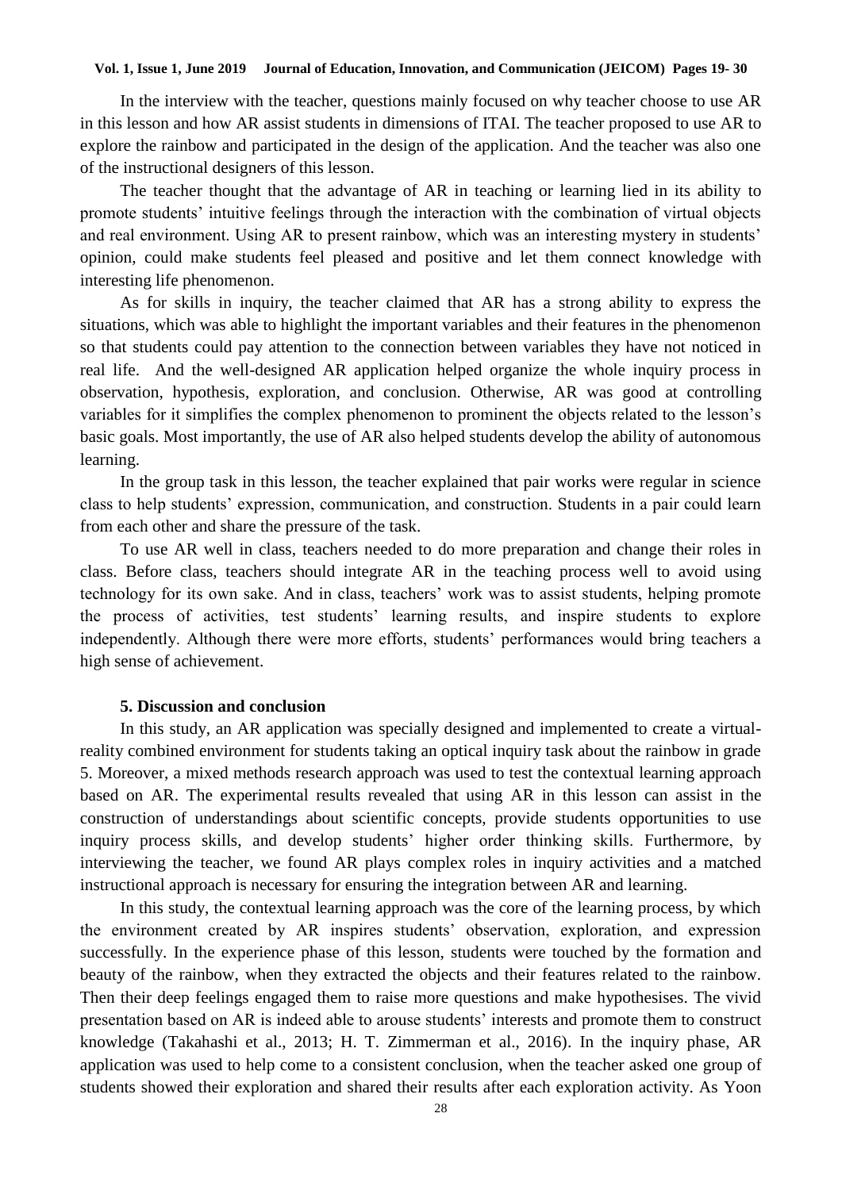In the interview with the teacher, questions mainly focused on why teacher choose to use AR in this lesson and how AR assist students in dimensions of ITAI. The teacher proposed to use AR to explore the rainbow and participated in the design of the application. And the teacher was also one of the instructional designers of this lesson.

The teacher thought that the advantage of AR in teaching or learning lied in its ability to promote students' intuitive feelings through the interaction with the combination of virtual objects and real environment. Using AR to present rainbow, which was an interesting mystery in students' opinion, could make students feel pleased and positive and let them connect knowledge with interesting life phenomenon.

As for skills in inquiry, the teacher claimed that AR has a strong ability to express the situations, which was able to highlight the important variables and their features in the phenomenon so that students could pay attention to the connection between variables they have not noticed in real life. And the well-designed AR application helped organize the whole inquiry process in observation, hypothesis, exploration, and conclusion. Otherwise, AR was good at controlling variables for it simplifies the complex phenomenon to prominent the objects related to the lesson's basic goals. Most importantly, the use of AR also helped students develop the ability of autonomous learning.

In the group task in this lesson, the teacher explained that pair works were regular in science class to help students' expression, communication, and construction. Students in a pair could learn from each other and share the pressure of the task.

To use AR well in class, teachers needed to do more preparation and change their roles in class. Before class, teachers should integrate AR in the teaching process well to avoid using technology for its own sake. And in class, teachers' work was to assist students, helping promote the process of activities, test students' learning results, and inspire students to explore independently. Although there were more efforts, students' performances would bring teachers a high sense of achievement.

## 5. Discussion and conclusion

In this study, an AR application was specially designed and implemented to create a virtual-reality combined environment for students taking an optical inquiry task about the rainbow in grade 5. Moreover, a mixed methods research approach was used to test the contextual learning approach based on AR. The experimental results revealed that using AR in this lesson can assist in the construction of understandings about scientific concepts, provide students opportunities to use inquiry process skills, and develop students' higher order thinking skills. Furthermore, by interviewing the teacher, we found AR plays complex roles in inquiry activities and a matched instructional approach is necessary for ensuring the integration between AR and learning.

In this study, the contextual learning approach was the core of the learning process, by which the environment created by AR inspires students' observation, exploration, and expression successfully. In the experience phase of this lesson, students were touched by the formation and beauty of the rainbow, when they extracted the objects and their features related to the rainbow. Then their deep feelings engaged them to raise more questions and make hypothesises. The vivid presentation based on AR is indeed able to arouse students' interests and promote them to construct knowledge (Takahashi et al., 2013; H. T. Zimmerman et al., 2016). In the inquiry phase, AR application was used to help come to a consistent conclusion, when the teacher asked one group of students showed their exploration and shared their results after each exploration activity. As Yoon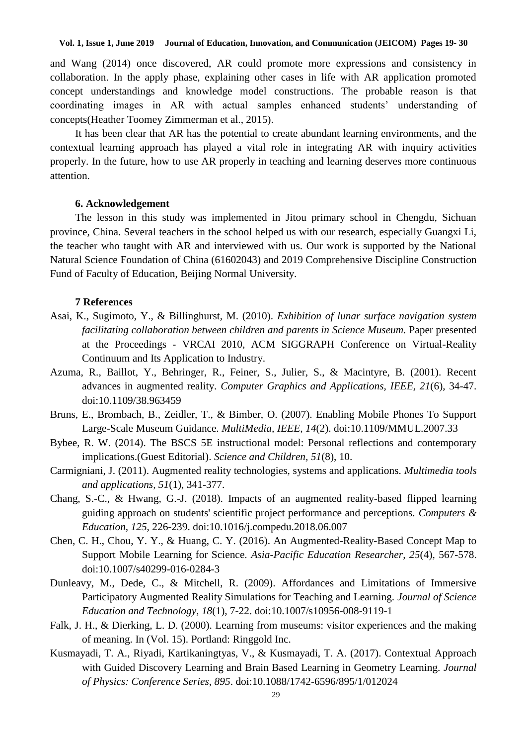and Wang (2014) once discovered, AR could promote more expressions and consistency in collaboration. In the apply phase, explaining other cases in life with AR application promoted concept understandings and knowledge model constructions. The probable reason is that coordinating images in AR with actual samples enhanced students' understanding of concepts(Heather Toomey Zimmerman et al., 2015).

It has been clear that AR has the potential to create abundant learning environments, and the contextual learning approach has played a vital role in integrating AR with inquiry activities properly. In the future, how to use AR properly in teaching and learning deserves more continuous attention.

### 6. Acknowledgement

The lesson in this study was implemented in Jitou primary school in Chengdu, Sichuan province, China. Several teachers in the school helped us with our research, especially Guangxi Li, the teacher who taught with AR and interviewed with us. Our work is supported by the National Natural Science Foundation of China (61602043) and 2019 Comprehensive Discipline Construction Fund of Faculty of Education, Beijing Normal University.

### 7 References

Asai, K., Sugimoto, Y., & Billinghurst, M. (2010). *Exhibition of lunar surface navigation system facilitating collaboration between children and parents in Science Museum.* Paper presented at the Proceedings - VRCAI 2010, ACM SIGGRAPH Conference on Virtual-Reality Continuum and Its Application to Industry.

Azuma, R., Baillot, Y., Behringer, R., Feiner, S., Julier, S., & Macintyre, B. (2001). Recent advances in augmented reality. *Computer Graphics and Applications, IEEE, 21*(6), 34-47. doi:10.1109/38.963459

Bruns, E., Brombach, B., Zeidler, T., & Bimber, O. (2007). Enabling Mobile Phones To Support Large-Scale Museum Guidance. *MultiMedia, IEEE, 14*(2). doi:10.1109/MMUL.2007.33

Bybee, R. W. (2014). The BSCS 5E instructional model: Personal reflections and contemporary implications.(Guest Editorial). *Science and Children, 51*(8), 10.

Carmigniani, J. (2011). Augmented reality technologies, systems and applications. *Multimedia tools and applications, 51*(1), 341-377.

Chang, S.-C., & Hwang, G.-J. (2018). Impacts of an augmented reality-based flipped learning guiding approach on students' scientific project performance and perceptions. *Computers & Education, 125*, 226-239. doi:10.1016/j.compedu.2018.06.007

Chen, C. H., Chou, Y. Y., & Huang, C. Y. (2016). An Augmented-Reality-Based Concept Map to Support Mobile Learning for Science. *Asia-Pacific Education Researcher, 25*(4), 567-578. doi:10.1007/s40299-016-0284-3

Dunleavy, M., Dede, C., & Mitchell, R. (2009). Affordances and Limitations of Immersive Participatory Augmented Reality Simulations for Teaching and Learning. *Journal of Science Education and Technology, 18*(1), 7-22. doi:10.1007/s10956-008-9119-1

Falk, J. H., & Dierking, L. D. (2000). Learning from museums: visitor experiences and the making of meaning. In (Vol. 15). Portland: Ringgold Inc.

Kusmayadi, T. A., Riyadi, Kartikaningtyas, V., & Kusmayadi, T. A. (2017). Contextual Approach with Guided Discovery Learning and Brain Based Learning in Geometry Learning. *Journal of Physics: Conference Series, 895*. doi:10.1088/1742-6596/895/1/012024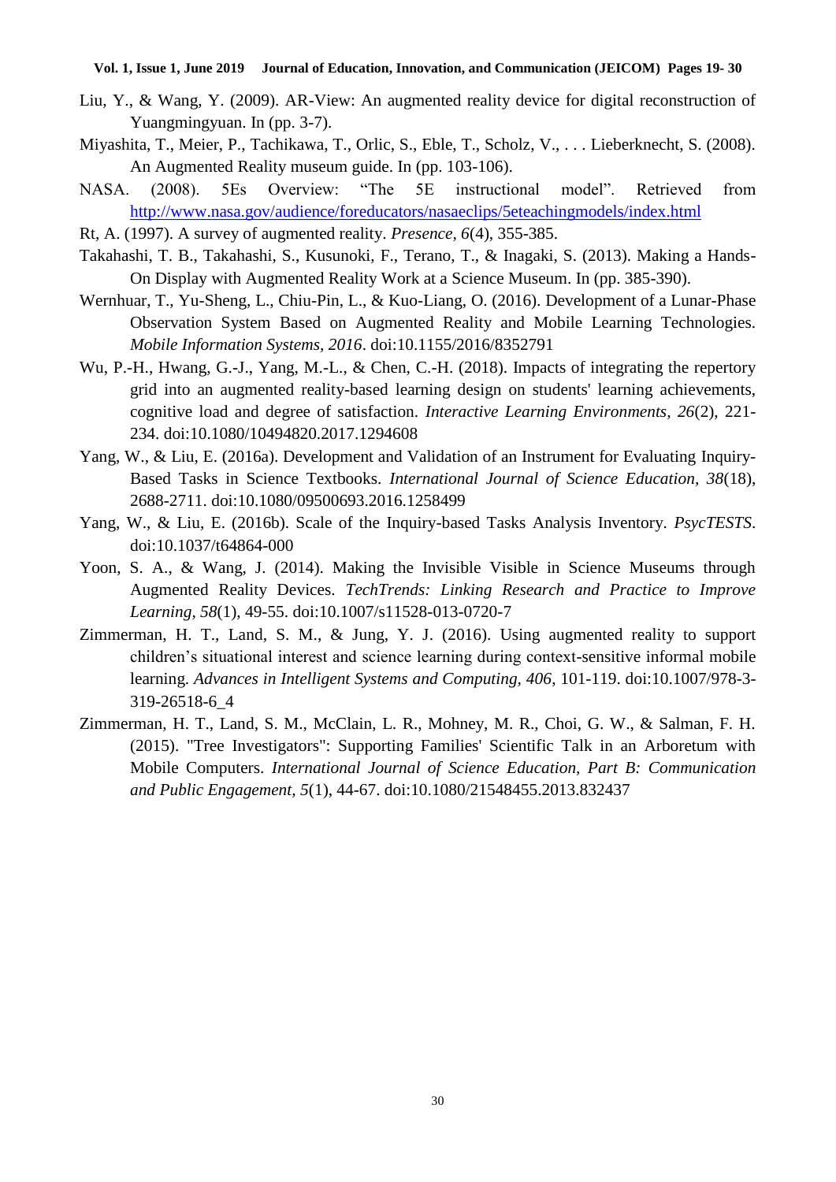Liu, Y., & Wang, Y. (2009). AR-View: An augmented reality device for digital reconstruction of Yuangmingyuan. In (pp. 3-7).

Miyashita, T., Meier, P., Tachikawa, T., Orlic, S., Eble, T., Scholz, V., . . . Lieberknecht, S. (2008). An Augmented Reality museum guide. In (pp. 103-106).

NASA. (2008). 5Es Overview: "The 5E instructional model". Retrieved from http://www.nasa.gov/audience/foreducators/nasaeclips/5eteachingmodels/index.html

Rt, A. (1997). A survey of augmented reality. *Presence, 6*(4), 355-385.

Takahashi, T. B., Takahashi, S., Kusunoki, F., Terano, T., & Inagaki, S. (2013). Making a Hands-On Display with Augmented Reality Work at a Science Museum. In (pp. 385-390).

Wernhuar, T., Yu-Sheng, L., Chiu-Pin, L., & Kuo-Liang, O. (2016). Development of a Lunar-Phase Observation System Based on Augmented Reality and Mobile Learning Technologies. *Mobile Information Systems, 2016*. doi:10.1155/2016/8352791

Wu, P.-H., Hwang, G.-J., Yang, M.-L., & Chen, C.-H. (2018). Impacts of integrating the repertory grid into an augmented reality-based learning design on students' learning achievements, cognitive load and degree of satisfaction. *Interactive Learning Environments, 26*(2), 221-234. doi:10.1080/10494820.2017.1294608

Yang, W., & Liu, E. (2016a). Development and Validation of an Instrument for Evaluating Inquiry-Based Tasks in Science Textbooks. *International Journal of Science Education, 38*(18), 2688-2711. doi:10.1080/09500693.2016.1258499

Yang, W., & Liu, E. (2016b). Scale of the Inquiry-based Tasks Analysis Inventory. *PsycTESTS*. doi:10.1037/t64864-000

Yoon, S. A., & Wang, J. (2014). Making the Invisible Visible in Science Museums through Augmented Reality Devices. *TechTrends: Linking Research and Practice to Improve Learning, 58*(1), 49-55. doi:10.1007/s11528-013-0720-7

Zimmerman, H. T., Land, S. M., & Jung, Y. J. (2016). Using augmented reality to support children's situational interest and science learning during context-sensitive informal mobile learning. *Advances in Intelligent Systems and Computing, 406*, 101-119. doi:10.1007/978-3-319-26518-6_4

Zimmerman, H. T., Land, S. M., McClain, L. R., Mohney, M. R., Choi, G. W., & Salman, F. H. (2015). "Tree Investigators": Supporting Families' Scientific Talk in an Arboretum with Mobile Computers. *International Journal of Science Education, Part B: Communication and Public Engagement, 5*(1), 44-67. doi:10.1080/21548455.2013.832437